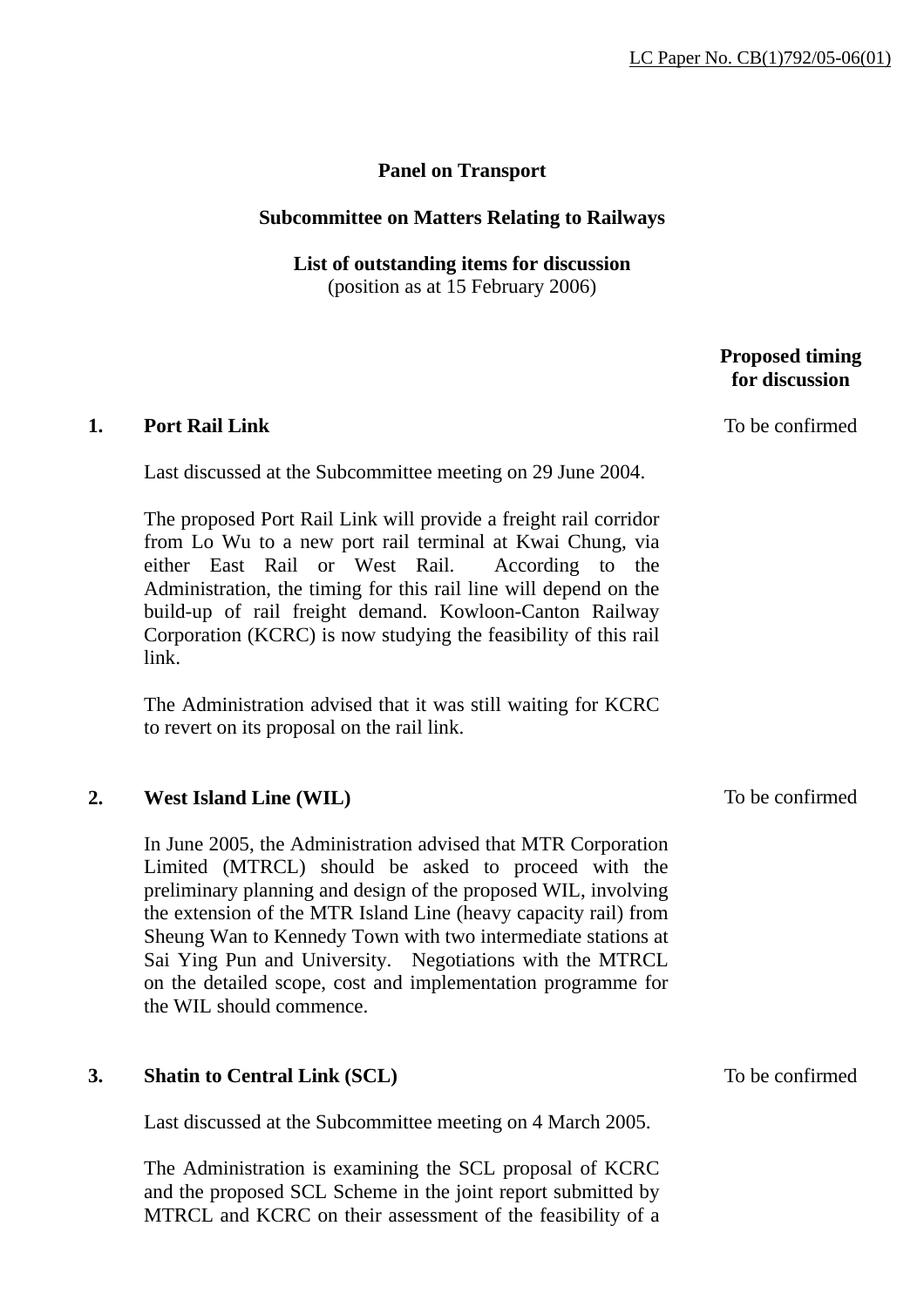LC Paper No. CB(1)792/05-06(01)

**Panel on Transport**

**Subcommittee on Matters Relating to Railways**

**List of outstanding items for discussion**
(position as at 15 February 2006)

| | | Proposed timing for discussion |
|---|---|---|
| **1.** | **Port Rail Link** | To be confirmed |

Last discussed at the Subcommittee meeting on 29 June 2004.

The proposed Port Rail Link will provide a freight rail corridor from Lo Wu to a new port rail terminal at Kwai Chung, via either East Rail or West Rail. According to the Administration, the timing for this rail line will depend on the build-up of rail freight demand. Kowloon-Canton Railway Corporation (KCRC) is now studying the feasibility of this rail link.

The Administration advised that it was still waiting for KCRC to revert on its proposal on the rail link.

| | | |
|---|---|---|
| **2.** | **West Island Line (WIL)** | To be confirmed |

In June 2005, the Administration advised that MTR Corporation Limited (MTRCL) should be asked to proceed with the preliminary planning and design of the proposed WIL, involving the extension of the MTR Island Line (heavy capacity rail) from Sheung Wan to Kennedy Town with two intermediate stations at Sai Ying Pun and University. Negotiations with the MTRCL on the detailed scope, cost and implementation programme for the WIL should commence.

| | | |
|---|---|---|
| **3.** | **Shatin to Central Link (SCL)** | To be confirmed |

Last discussed at the Subcommittee meeting on 4 March 2005.

The Administration is examining the SCL proposal of KCRC and the proposed SCL Scheme in the joint report submitted by MTRCL and KCRC on their assessment of the feasibility of a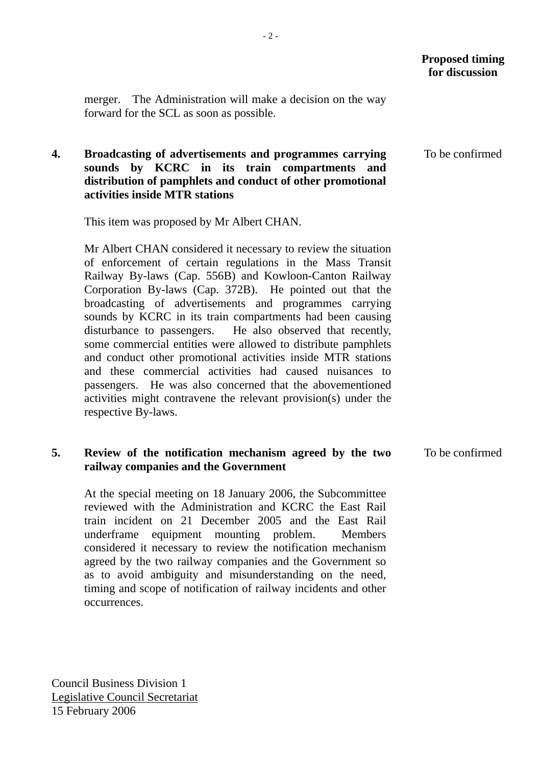**Proposed timing for discussion**

merger. The Administration will make a decision on the way forward for the SCL as soon as possible.

**4. Broadcasting of advertisements and programmes carrying sounds by KCRC in its train compartments and distribution of pamphlets and conduct of other promotional activities inside MTR stations** — To be confirmed

This item was proposed by Mr Albert CHAN.

Mr Albert CHAN considered it necessary to review the situation of enforcement of certain regulations in the Mass Transit Railway By-laws (Cap. 556B) and Kowloon-Canton Railway Corporation By-laws (Cap. 372B). He pointed out that the broadcasting of advertisements and programmes carrying sounds by KCRC in its train compartments had been causing disturbance to passengers. He also observed that recently, some commercial entities were allowed to distribute pamphlets and conduct other promotional activities inside MTR stations and these commercial activities had caused nuisances to passengers. He was also concerned that the abovementioned activities might contravene the relevant provision(s) under the respective By-laws.

**5. Review of the notification mechanism agreed by the two railway companies and the Government** — To be confirmed

At the special meeting on 18 January 2006, the Subcommittee reviewed with the Administration and KCRC the East Rail train incident on 21 December 2005 and the East Rail underframe equipment mounting problem. Members considered it necessary to review the notification mechanism agreed by the two railway companies and the Government so as to avoid ambiguity and misunderstanding on the need, timing and scope of notification of railway incidents and other occurrences.

Council Business Division 1
Legislative Council Secretariat
15 February 2006